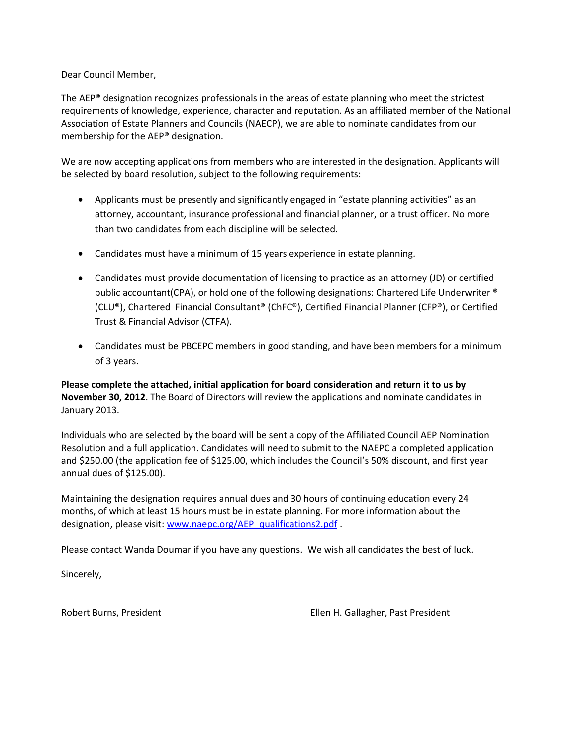Dear Council Member,

The AEP® designation recognizes professionals in the areas of estate planning who meet the strictest requirements of knowledge, experience, character and reputation. As an affiliated member of the National Association of Estate Planners and Councils (NAECP), we are able to nominate candidates from our membership for the AEP® designation.

We are now accepting applications from members who are interested in the designation. Applicants will be selected by board resolution, subject to the following requirements:

- Applicants must be presently and significantly engaged in "estate planning activities" as an attorney, accountant, insurance professional and financial planner, or a trust officer. No more than two candidates from each discipline will be selected.
- Candidates must have a minimum of 15 years experience in estate planning.
- Candidates must provide documentation of licensing to practice as an attorney (JD) or certified public accountant(CPA), or hold one of the following designations: Chartered Life Underwriter ® (CLU®), Chartered Financial Consultant® (ChFC®), Certified Financial Planner (CFP®), or Certified Trust & Financial Advisor (CTFA).
- Candidates must be PBCEPC members in good standing, and have been members for a minimum of 3 years.

**Please complete the attached, initial application for board consideration and return it to us by November 30, 2012**. The Board of Directors will review the applications and nominate candidates in January 2013.

Individuals who are selected by the board will be sent a copy of the Affiliated Council AEP Nomination Resolution and a full application. Candidates will need to submit to the NAEPC a completed application and $250.00 (the application fee of $125.00, which includes the Council's 50% discount, and first year annual dues of $125.00).

Maintaining the designation requires annual dues and 30 hours of continuing education every 24 months, of which at least 15 hours must be in estate planning. For more information about the designation, please visit: [www.naepc.org/AEP_qualifications2.pdf](www.naepc.org/AEP_qualifications2.pdf) .

Please contact Wanda Doumar if you have any questions. We wish all candidates the best of luck.

Sincerely,

Robert Burns, President

Ellen H. Gallagher, Past President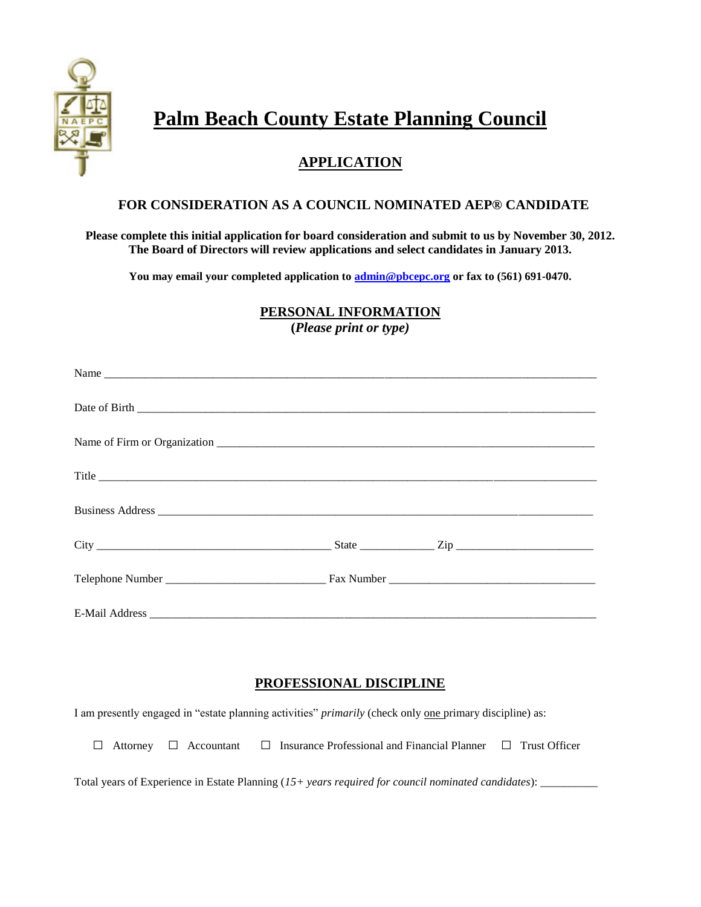# Palm Beach County Estate Planning Council

## APPLICATION

### FOR CONSIDERATION AS A COUNCIL NOMINATED AEP® CANDIDATE

**Please complete this initial application for board consideration and submit to us by November 30, 2012. The Board of Directors will review applications and select candidates in January 2013.**

**You may email your completed application to admin@pbcepc.org or fax to (561) 691-0470.**

## PERSONAL INFORMATION

**(*Please print or type)***

Name ______________________________________________________________________________

Date of Birth ___________________________________________________________________________

Name of Firm or Organization _____________________________________________________________

Title _______________________________________________________________________________

Business Address ________________________________________________________________________

City ________________________________________ State ____________ Zip _______________________

Telephone Number __________________________ Fax Number __________________________________

E-Mail Address _________________________________________________________________________

## PROFESSIONAL DISCIPLINE

I am presently engaged in "estate planning activities" *primarily* (check only one primary discipline) as:

☐ Attorney ☐ Accountant ☐ Insurance Professional and Financial Planner ☐ Trust Officer

Total years of Experience in Estate Planning (*15+ years required for council nominated candidates*): __________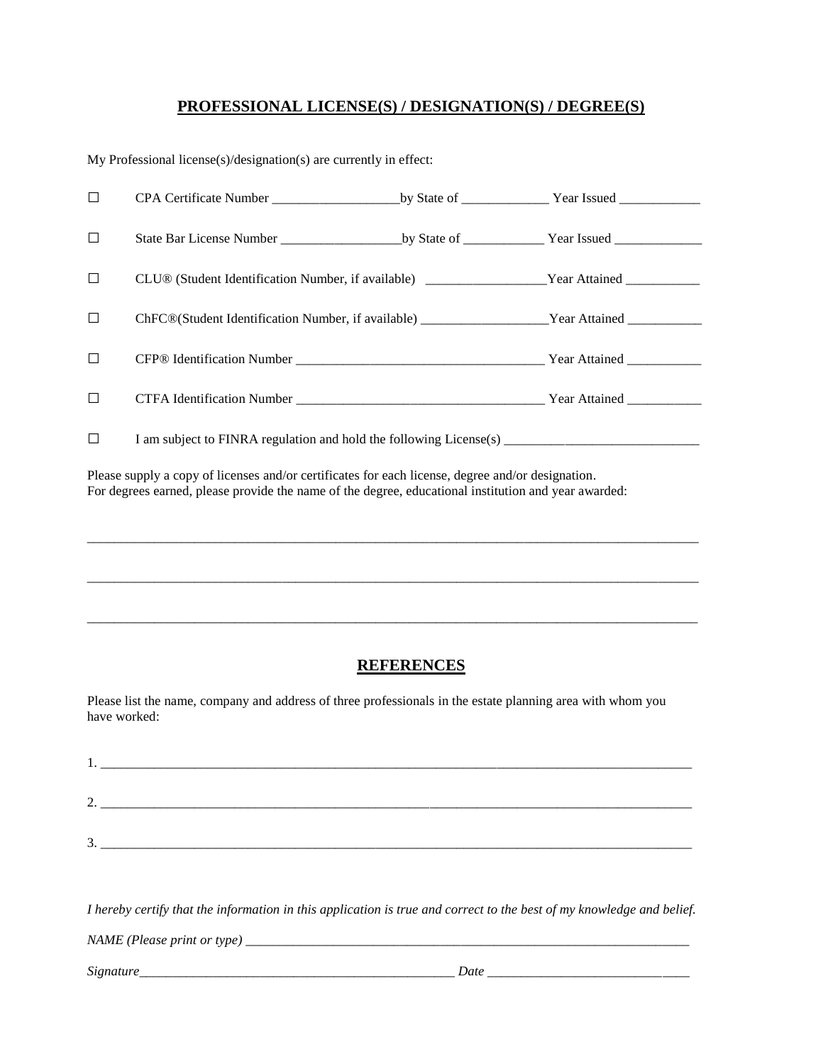## PROFESSIONAL LICENSE(S) / DESIGNATION(S) / DEGREE(S)

My Professional license(s)/designation(s) are currently in effect:

☐ CPA Certificate Number ___________________by State of _____________ Year Issued ____________

☐ State Bar License Number __________________by State of ____________ Year Issued _____________

☐ CLU® (Student Identification Number, if available) __________________Year Attained ___________

☐ ChFC®(Student Identification Number, if available) ___________________Year Attained ___________

☐ CFP® Identification Number ____________________________________ Year Attained ___________

☐ CTFA Identification Number ____________________________________ Year Attained ___________

☐ I am subject to FINRA regulation and hold the following License(s) _____________________________

Please supply a copy of licenses and/or certificates for each license, degree and/or designation.
For degrees earned, please provide the name of the degree, educational institution and year awarded:

_____________________________________________________________________________________________

_____________________________________________________________________________________________

_____________________________________________________________________________________________

## REFERENCES

Please list the name, company and address of three professionals in the estate planning area with whom you have worked:

1. ___________________________________________________________________________________________

2. ___________________________________________________________________________________________

3. ___________________________________________________________________________________________

*I hereby certify that the information in this application is true and correct to the best of my knowledge and belief.*

*NAME (Please print or type)* _____________________________________________________________________

*Signature*_________________________________________________ *Date* ______________________________